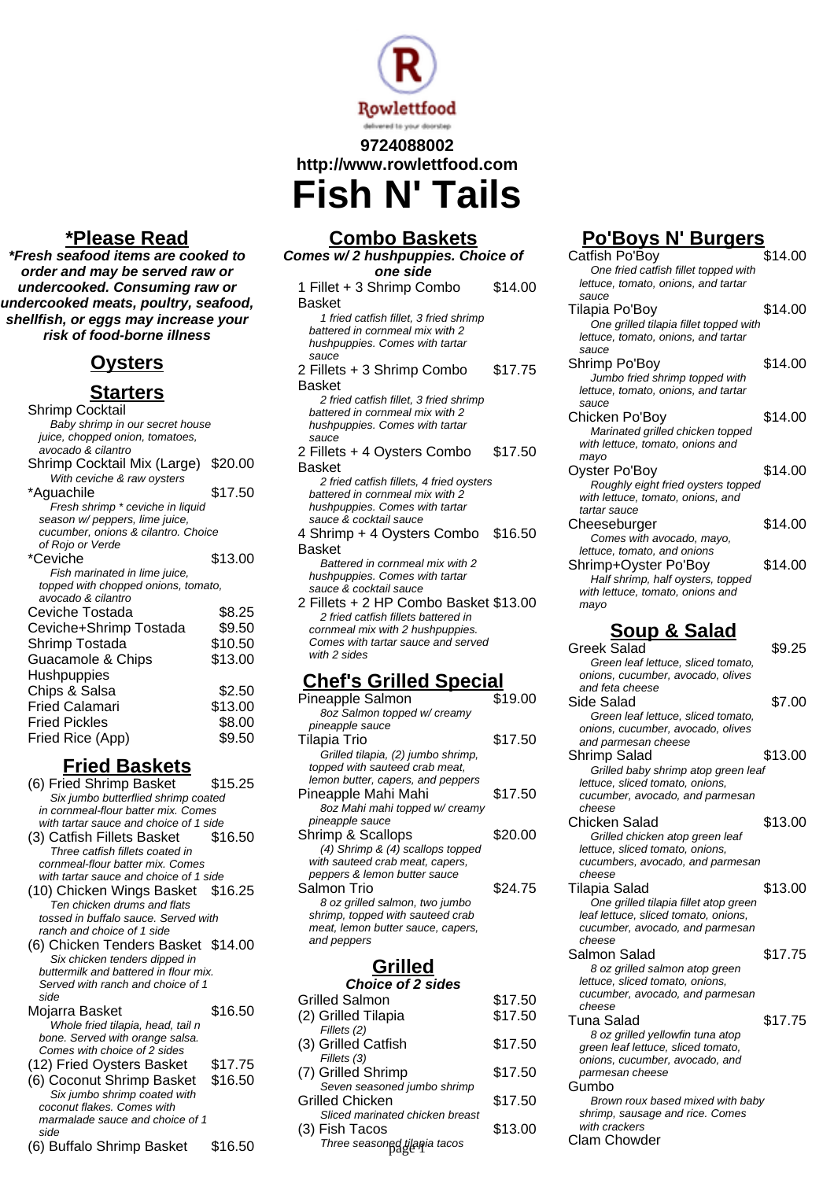Rowlettfood

delivered to your doorstep

**9724088002**

**http://www.rowlettfood.com**

# Fish N' Tails

## *Please Read

***Fresh seafood items are cooked to order and may be served raw or undercooked. Consuming raw or undercooked meats, poultry, seafood, shellfish, or eggs may increase your risk of food-borne illness***

## Oysters

## Starters

Shrimp Cocktail

*Baby shrimp in our secret house juice, chopped onion, tomatoes, avocado & cilantro*

Shrimp Cocktail Mix (Large) $20.00

*With ceviche & raw oysters*

*Aguachile $17.50

*Fresh shrimp * ceviche in liquid season w/ peppers, lime juice, cucumber, onions & cilantro. Choice of Rojo or Verde*

*Ceviche $13.00

*Fish marinated in lime juice, topped with chopped onions, tomato, avocado & cilantro*

| Item | Price |
|---|---|
| Ceviche Tostada | $8.25 |
| Ceviche+Shrimp Tostada | $9.50 |
| Shrimp Tostada | $10.50 |
| Guacamole & Chips | $13.00 |
| Hushpuppies | |
| Chips & Salsa | $2.50 |
| Fried Calamari | $13.00 |
| Fried Pickles | $8.00 |
| Fried Rice (App) | $9.50 |

## Fried Baskets

(6) Fried Shrimp Basket $15.25

*Six jumbo butterflied shrimp coated in cornmeal-flour batter mix. Comes with tartar sauce and choice of 1 side*

(3) Catfish Fillets Basket $16.50

*Three catfish fillets coated in cornmeal-flour batter mix. Comes with tartar sauce and choice of 1 side*

(10) Chicken Wings Basket $16.25

*Ten chicken drums and flats tossed in buffalo sauce. Served with ranch and choice of 1 side*

(6) Chicken Tenders Basket $14.00

*Six chicken tenders dipped in buttermilk and battered in flour mix. Served with ranch and choice of 1 side*

Mojarra Basket $16.50

*Whole fried tilapia, head, tail n bone. Served with orange salsa. Comes with choice of 2 sides*

(12) Fried Oysters Basket $17.75

(6) Coconut Shrimp Basket $16.50

*Six jumbo shrimp coated with coconut flakes. Comes with marmalade sauce and choice of 1 side*

(6) Buffalo Shrimp Basket $16.50

## Combo Baskets

***Comes w/ 2 hushpuppies. Choice of one side***

1 Fillet + 3 Shrimp Combo Basket $14.00

*1 fried catfish fillet, 3 fried shrimp battered in cornmeal mix with 2 hushpuppies. Comes with tartar sauce*

2 Fillets + 3 Shrimp Combo Basket $17.75

*2 fried catfish fillet, 3 fried shrimp battered in cornmeal mix with 2 hushpuppies. Comes with tartar sauce*

2 Fillets + 4 Oysters Combo Basket $17.50

*2 fried catfish fillets, 4 fried oysters battered in cornmeal mix with 2 hushpuppies. Comes with tartar sauce & cocktail sauce*

4 Shrimp + 4 Oysters Combo Basket $16.50

*Battered in cornmeal mix with 2 hushpuppies. Comes with tartar sauce & cocktail sauce*

2 Fillets + 2 HP Combo Basket $13.00

*2 fried catfish fillets battered in cornmeal mix with 2 hushpuppies. Comes with tartar sauce and served with 2 sides*

## Chef's Grilled Special

Pineapple Salmon $19.00

*8oz Salmon topped w/ creamy pineapple sauce*

Tilapia Trio $17.50

*Grilled tilapia, (2) jumbo shrimp, topped with sauteed crab meat, lemon butter, capers, and peppers*

Pineapple Mahi Mahi $17.50

*8oz Mahi mahi topped w/ creamy pineapple sauce*

Shrimp & Scallops $20.00

*(4) Shrimp & (4) scallops topped with sauteed crab meat, capers, peppers & lemon butter sauce*

Salmon Trio $24.75

*8 oz grilled salmon, two jumbo shrimp, topped with sauteed crab meat, lemon butter sauce, capers, and peppers*

## Grilled

***Choice of 2 sides***

Grilled Salmon $17.50

(2) Grilled Tilapia $17.50

*Fillets (2)*

(3) Grilled Catfish $17.50

*Fillets (3)*

(7) Grilled Shrimp $17.50

*Seven seasoned jumbo shrimp*

Grilled Chicken $17.50

*Sliced marinated chicken breast*

(3) Fish Tacos $13.00

*Three seasoned tilapia tacos*

## Po'Boys N' Burgers

Catfish Po'Boy $14.00

*One fried catfish fillet topped with lettuce, tomato, onions, and tartar sauce*

Tilapia Po'Boy $14.00

*One grilled tilapia fillet topped with lettuce, tomato, onions, and tartar sauce*

Shrimp Po'Boy $14.00

*Jumbo fried shrimp topped with lettuce, tomato, onions, and tartar sauce*

Chicken Po'Boy $14.00

*Marinated grilled chicken topped with lettuce, tomato, onions and mayo*

Oyster Po'Boy $14.00

*Roughly eight fried oysters topped with lettuce, tomato, onions, and tartar sauce*

Cheeseburger $14.00

*Comes with avocado, mayo, lettuce, tomato, and onions*

Shrimp+Oyster Po'Boy $14.00

*Half shrimp, half oysters, topped with lettuce, tomato, onions and mayo*

## Soup & Salad

Greek Salad $9.25

*Green leaf lettuce, sliced tomato, onions, cucumber, avocado, olives and feta cheese*

Side Salad $7.00

*Green leaf lettuce, sliced tomato, onions, cucumber, avocado, olives and parmesan cheese*

Shrimp Salad $13.00

*Grilled baby shrimp atop green leaf lettuce, sliced tomato, onions, cucumber, avocado, and parmesan cheese*

Chicken Salad $13.00

*Grilled chicken atop green leaf lettuce, sliced tomato, onions, cucumbers, avocado, and parmesan cheese*

Tilapia Salad $13.00

*One grilled tilapia fillet atop green leaf lettuce, sliced tomato, onions, cucumber, avocado, and parmesan cheese*

Salmon Salad $17.75

*8 oz grilled salmon atop green lettuce, sliced tomato, onions, cucumber, avocado, and parmesan cheese*

Tuna Salad $17.75

*8 oz grilled yellowfin tuna atop green leaf lettuce, sliced tomato, onions, cucumber, avocado, and parmesan cheese*

Gumbo

*Brown roux based mixed with baby shrimp, sausage and rice. Comes with crackers*

Clam Chowder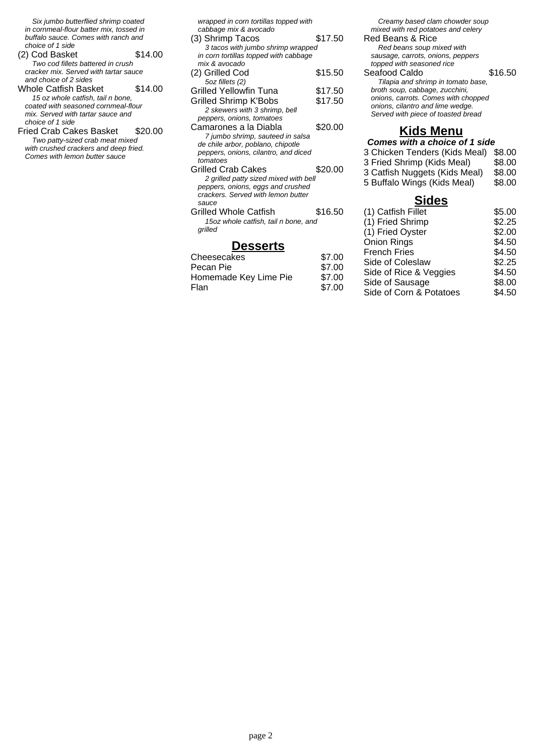*Six jumbo butterflied shrimp coated in cornmeal-flour batter mix, tossed in buffalo sauce. Comes with ranch and choice of 1 side*

(2) Cod Basket $14.00

*Two cod fillets battered in crush cracker mix. Served with tartar sauce and choice of 2 sides*

Whole Catfish Basket $14.00

*15 oz whole catfish, tail n bone, coated with seasoned cornmeal-flour mix. Served with tartar sauce and choice of 1 side*

Fried Crab Cakes Basket $20.00

*Two patty-sized crab meat mixed with crushed crackers and deep fried. Comes with lemon butter sauce*

*wrapped in corn tortillas topped with cabbage mix & avocado*

(3) Shrimp Tacos $17.50

*3 tacos with jumbo shrimp wrapped in corn tortillas topped with cabbage mix & avocado*

(2) Grilled Cod $15.50

*5oz fillets (2)*

Grilled Yellowfin Tuna $17.50

Grilled Shrimp K'Bobs $17.50

*2 skewers with 3 shrimp, bell peppers, onions, tomatoes*

Camarones a la Diabla $20.00

*7 jumbo shrimp, sauteed in salsa de chile arbor, poblano, chipotle peppers, onions, cilantro, and diced tomatoes*

Grilled Crab Cakes $20.00

*2 grilled patty sized mixed with bell peppers, onions, eggs and crushed crackers. Served with lemon butter sauce*

Grilled Whole Catfish $16.50

*15oz whole catfish, tail n bone, and grilled*

## Desserts

| | |
|---|---|
| Cheesecakes | $7.00 |
| Pecan Pie | $7.00 |
| Homemade Key Lime Pie | $7.00 |
| Flan | $7.00 |

*Creamy based clam chowder soup mixed with red potatoes and celery*

Red Beans & Rice

*Red beans soup mixed with sausage, carrots, onions, peppers topped with seasoned rice*

Seafood Caldo $16.50

*Tilapia and shrimp in tomato base, broth soup, cabbage, zucchini, onions, carrots. Comes with chopped onions, cilantro and lime wedge. Served with piece of toasted bread*

## Kids Menu

***Comes with a choice of 1 side***

| | |
|---|---|
| 3 Chicken Tenders (Kids Meal) | $8.00 |
| 3 Fried Shrimp (Kids Meal) | $8.00 |
| 3 Catfish Nuggets (Kids Meal) | $8.00 |
| 5 Buffalo Wings (Kids Meal) | $8.00 |

## Sides

| | |
|---|---|
| (1) Catfish Fillet | $5.00 |
| (1) Fried Shrimp | $2.25 |
| (1) Fried Oyster | $2.00 |
| Onion Rings | $4.50 |
| French Fries | $4.50 |
| Side of Coleslaw | $2.25 |
| Side of Rice & Veggies | $4.50 |
| Side of Sausage | $8.00 |
| Side of Corn & Potatoes | $4.50 |